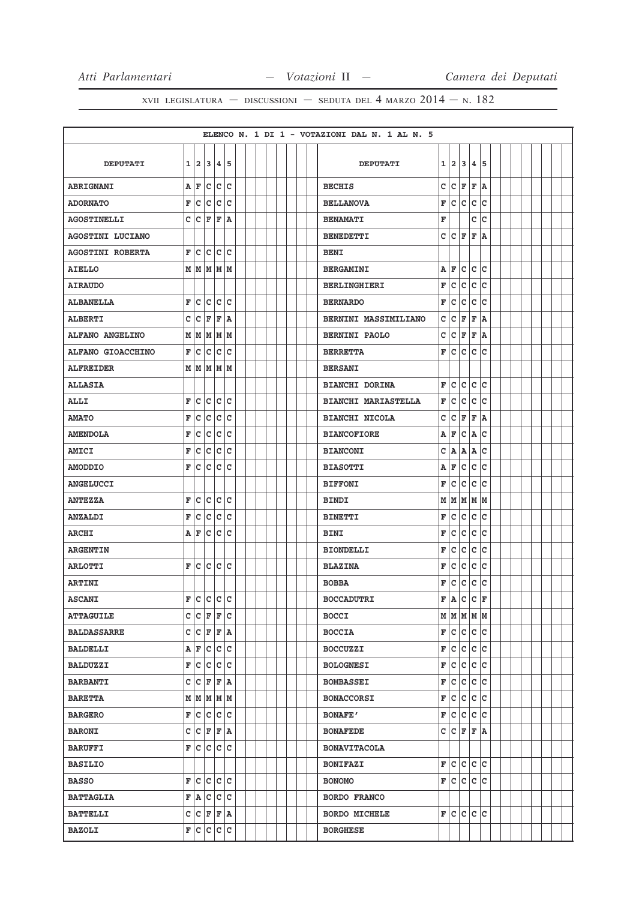XVII LEGISLATURA — DISCUSSIONI — SEDUTA DEL 4 MARZO 2014 — N. 182

ELENCO N. 1 DI 1 - VOTAZIONI DAL N. 1 AL N. 5

| DEPUTATI | 1 | 2 | 3 | 4 | 5 | DEPUTATI | 1 | 2 | 3 | 4 | 5 |
|---|---|---|---|---|---|---|---|---|---|---|---|
| ABRIGNANI | A | F | C | C | C | BECHIS | C | C | F | F | A |
| ADORNATO | F | C | C | C | C | BELLANOVA | F | C | C | C | C |
| AGOSTINELLI | C | C | F | F | A | BENAMATI | F | | | C | C |
| AGOSTINI LUCIANO | | | | | | BENEDETTI | C | C | F | F | A |
| AGOSTINI ROBERTA | F | C | C | C | C | BENI | | | | | |
| AIELLO | M | M | M | M | M | BERGAMINI | A | F | C | C | C |
| AIRAUDO | | | | | | BERLINGHIERI | F | C | C | C | C |
| ALBANELLA | F | C | C | C | C | BERNARDO | F | C | C | C | C |
| ALBERTI | C | C | F | F | A | BERNINI MASSIMILIANO | C | C | F | F | A |
| ALFANO ANGELINO | M | M | M | M | M | BERNINI PAOLO | C | C | F | F | A |
| ALFANO GIOACCHINO | F | C | C | C | C | BERRETTA | F | C | C | C | C |
| ALFREIDER | M | M | M | M | M | BERSANI | | | | | |
| ALLASIA | | | | | | BIANCHI DORINA | F | C | C | C | C |
| ALLI | F | C | C | C | C | BIANCHI MARIASTELLA | F | C | C | C | C |
| AMATO | F | C | C | C | C | BIANCHI NICOLA | C | C | F | F | A |
| AMENDOLA | F | C | C | C | C | BIANCOFIORE | A | F | C | A | C |
| AMICI | F | C | C | C | C | BIANCONI | C | A | A | A | C |
| AMODDIO | F | C | C | C | C | BIASOTTI | A | F | C | C | C |
| ANGELUCCI | | | | | | BIFFONI | F | C | C | C | C |
| ANTEZZA | F | C | C | C | C | BINDI | M | M | M | M | M |
| ANZALDI | F | C | C | C | C | BINETTI | F | C | C | C | C |
| ARCHI | A | F | C | C | C | BINI | F | C | C | C | C |
| ARGENTIN | | | | | | BIONDELLI | F | C | C | C | C |
| ARLOTTI | F | C | C | C | C | BLAZINA | F | C | C | C | C |
| ARTINI | | | | | | BOBBA | F | C | C | C | C |
| ASCANI | F | C | C | C | C | BOCCADUTRI | F | A | C | C | F |
| ATTAGUILE | C | C | F | F | C | BOCCI | M | M | M | M | M |
| BALDASSARRE | C | C | F | F | A | BOCCIA | F | C | C | C | C |
| BALDELLI | A | F | C | C | C | BOCCUZZI | F | C | C | C | C |
| BALDUZZI | F | C | C | C | C | BOLOGNESI | F | C | C | C | C |
| BARBANTI | C | C | F | F | A | BOMBASSEI | F | C | C | C | C |
| BARETTA | M | M | M | M | M | BONACCORSI | F | C | C | C | C |
| BARGERO | F | C | C | C | C | BONAFE' | F | C | C | C | C |
| BARONI | C | C | F | F | A | BONAFEDE | C | C | F | F | A |
| BARUFFI | F | C | C | C | C | BONAVITACOLA | | | | | |
| BASILIO | | | | | | BONIFAZI | F | C | C | C | C |
| BASSO | F | C | C | C | C | BONOMO | F | C | C | C | C |
| BATTAGLIA | F | A | C | C | C | BORDO FRANCO | | | | | |
| BATTELLI | C | C | F | F | A | BORDO MICHELE | F | C | C | C | C |
| BAZOLI | F | C | C | C | C | BORGHESE | | | | | |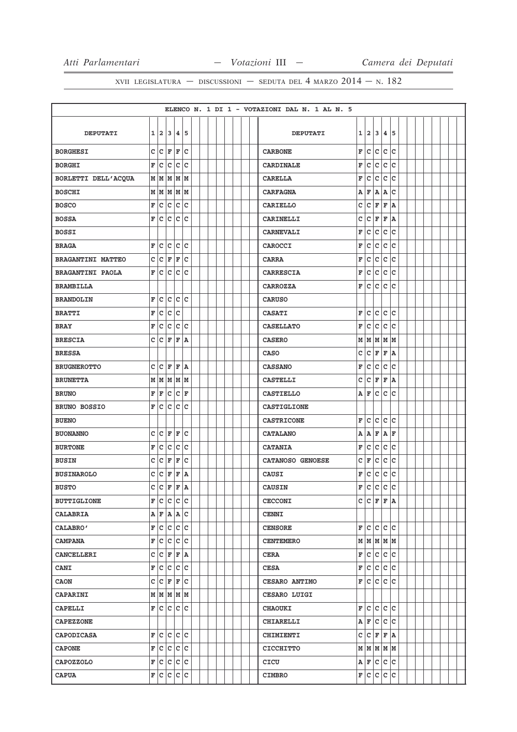XVII LEGISLATURA — DISCUSSIONI — SEDUTA DEL 4 MARZO 2014 — N. 182

ELENCO N. 1 DI 1 - VOTAZIONI DAL N. 1 AL N. 5

| DEPUTATI | 1 | 2 | 3 | 4 | 5 | DEPUTATI | 1 | 2 | 3 | 4 | 5 |
|---|---|---|---|---|---|---|---|---|---|---|---|
| BORGHESI | C | C | F | F | C | CARBONE | F | C | C | C | C |
| BORGHI | F | C | C | C | C | CARDINALE | F | C | C | C | C |
| BORLETTI DELL'ACQUA | M | M | M | M | M | CARELLA | F | C | C | C | C |
| BOSCHI | M | M | M | M | M | CARFAGNA | A | F | A | A | C |
| BOSCO | F | C | C | C | C | CARIELLO | C | C | F | F | A |
| BOSSA | F | C | C | C | C | CARINELLI | C | C | F | F | A |
| BOSSI | | | | | | CARNEVALI | F | C | C | C | C |
| BRAGA | F | C | C | C | C | CAROCCI | F | C | C | C | C |
| BRAGANTINI MATTEO | C | C | F | F | C | CARRA | F | C | C | C | C |
| BRAGANTINI PAOLA | F | C | C | C | C | CARRESCIA | F | C | C | C | C |
| BRAMBILLA | | | | | | CARROZZA | F | C | C | C | C |
| BRANDOLIN | F | C | C | C | C | CARUSO | | | | | |
| BRATTI | F | C | C | C | | CASATI | F | C | C | C | C |
| BRAY | F | C | C | C | C | CASELLATO | F | C | C | C | C |
| BRESCIA | C | C | F | F | A | CASERO | M | M | M | M | M |
| BRESSA | | | | | | CASO | C | C | F | F | A |
| BRUGNEROTTO | C | C | F | F | A | CASSANO | F | C | C | C | C |
| BRUNETTA | M | M | M | M | M | CASTELLI | C | C | F | F | A |
| BRUNO | F | F | C | C | F | CASTIELLO | A | F | C | C | C |
| BRUNO BOSSIO | F | C | C | C | C | CASTIGLIONE | | | | | |
| BUENO | | | | | | CASTRICONE | F | C | C | C | C |
| BUONANNO | C | C | F | F | C | CATALANO | A | A | F | A | F |
| BURTONE | F | C | C | C | C | CATANIA | F | C | C | C | C |
| BUSIN | C | C | F | F | C | CATANOSO GENOESE | C | F | C | C | C |
| BUSINAROLO | C | C | F | F | A | CAUSI | F | C | C | C | C |
| BUSTO | C | C | F | F | A | CAUSIN | F | C | C | C | C |
| BUTTIGLIONE | F | C | C | C | C | CECCONI | C | C | F | F | A |
| CALABRIA | A | F | A | A | C | CENNI | | | | | |
| CALABRO' | F | C | C | C | C | CENSORE | F | C | C | C | C |
| CAMPANA | F | C | C | C | C | CENTEMERO | M | M | M | M | M |
| CANCELLERI | C | C | F | F | A | CERA | F | C | C | C | C |
| CANI | F | C | C | C | C | CESA | F | C | C | C | C |
| CAON | C | C | F | F | C | CESARO ANTIMO | F | C | C | C | C |
| CAPARINI | M | M | M | M | M | CESARO LUIGI | | | | | |
| CAPELLI | F | C | C | C | C | CHAOUKI | F | C | C | C | C |
| CAPEZZONE | | | | | | CHIARELLI | A | F | C | C | C |
| CAPODICASA | F | C | C | C | C | CHIMIENTI | C | C | F | F | A |
| CAPONE | F | C | C | C | C | CICCHITTO | M | M | M | M | M |
| CAPOZZOLO | F | C | C | C | C | CICU | A | F | C | C | C |
| CAPUA | F | C | C | C | C | CIMBRO | F | C | C | C | C |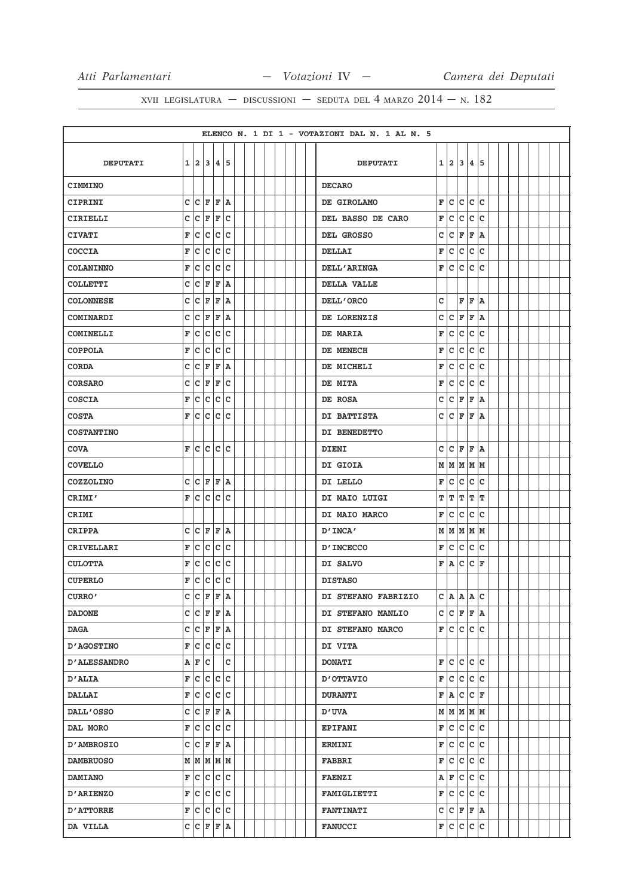XVII LEGISLATURA — DISCUSSIONI — SEDUTA DEL 4 MARZO 2014 — N. 182

ELENCO N. 1 DI 1 - VOTAZIONI DAL N. 1 AL N. 5

| DEPUTATI | 1 | 2 | 3 | 4 | 5 | DEPUTATI | 1 | 2 | 3 | 4 | 5 |
|---|---|---|---|---|---|---|---|---|---|---|---|
| CIMMINO | | | | | | DECARO | | | | | |
| CIPRINI | C | C | F | F | A | DE GIROLAMO | F | C | C | C | C |
| CIRIELLI | C | C | F | F | C | DEL BASSO DE CARO | F | C | C | C | C |
| CIVATI | F | C | C | C | C | DEL GROSSO | C | C | F | F | A |
| COCCIA | F | C | C | C | C | DELLAI | F | C | C | C | C |
| COLANINNO | F | C | C | C | C | DELL'ARINGA | F | C | C | C | C |
| COLLETTI | C | C | F | F | A | DELLA VALLE | | | | | |
| COLONNESE | C | C | F | F | A | DELL'ORCO | C | | F | F | A |
| COMINARDI | C | C | F | F | A | DE LORENZIS | C | C | F | F | A |
| COMINELLI | F | C | C | C | C | DE MARIA | F | C | C | C | C |
| COPPOLA | F | C | C | C | C | DE MENECH | F | C | C | C | C |
| CORDA | C | C | F | F | A | DE MICHELI | F | C | C | C | C |
| CORSARO | C | C | F | F | C | DE MITA | F | C | C | C | C |
| COSCIA | F | C | C | C | C | DE ROSA | C | C | F | F | A |
| COSTA | F | C | C | C | C | DI BATTISTA | C | C | F | F | A |
| COSTANTINO | | | | | | DI BENEDETTO | | | | | |
| COVA | F | C | C | C | C | DIENI | C | C | F | F | A |
| COVELLO | | | | | | DI GIOIA | M | M | M | M | M |
| COZZOLINO | C | C | F | F | A | DI LELLO | F | C | C | C | C |
| CRIMI' | F | C | C | C | C | DI MAIO LUIGI | T | T | T | T | T |
| CRIMI | | | | | | DI MAIO MARCO | F | C | C | C | C |
| CRIPPA | C | C | F | F | A | D'INCA' | M | M | M | M | M |
| CRIVELLARI | F | C | C | C | C | D'INCECCO | F | C | C | C | C |
| CULOTTA | F | C | C | C | C | DI SALVO | F | A | C | C | F |
| CUPERLO | F | C | C | C | C | DISTASO | | | | | |
| CURRO' | C | C | F | F | A | DI STEFANO FABRIZIO | C | A | A | A | C |
| DADONE | C | C | F | F | A | DI STEFANO MANLIO | C | C | F | F | A |
| DAGA | C | C | F | F | A | DI STEFANO MARCO | F | C | C | C | C |
| D'AGOSTINO | F | C | C | C | C | DI VITA | | | | | |
| D'ALESSANDRO | A | F | C | | C | DONATI | F | C | C | C | C |
| D'ALIA | F | C | C | C | C | D'OTTAVIO | F | C | C | C | C |
| DALLAI | F | C | C | C | C | DURANTI | F | A | C | C | F |
| DALL'OSSO | C | C | F | F | A | D'UVA | M | M | M | M | M |
| DAL MORO | F | C | C | C | C | EPIFANI | F | C | C | C | C |
| D'AMBROSIO | C | C | F | F | A | ERMINI | F | C | C | C | C |
| DAMBRUOSO | M | M | M | M | M | FABBRI | F | C | C | C | C |
| DAMIANO | F | C | C | C | C | FAENZI | A | F | C | C | C |
| D'ARIENZO | F | C | C | C | C | FAMIGLIETTI | F | C | C | C | C |
| D'ATTORRE | F | C | C | C | C | FANTINATI | C | C | F | F | A |
| DA VILLA | C | C | F | F | A | FANUCCI | F | C | C | C | C |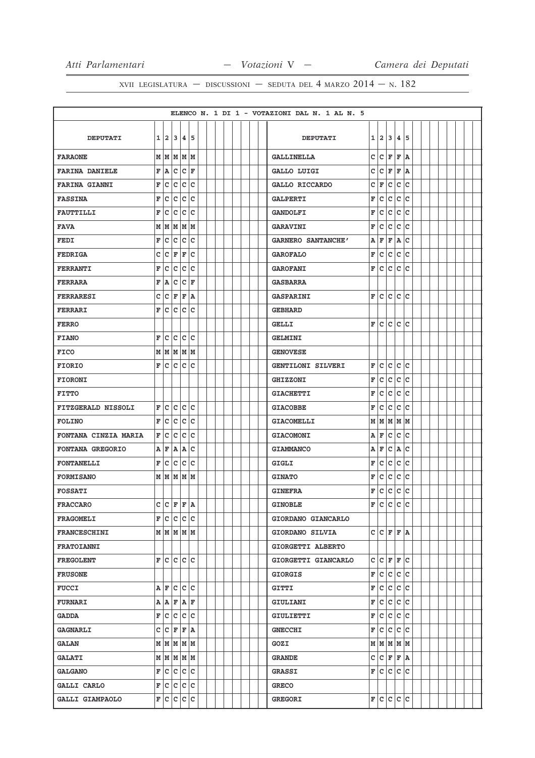XVII LEGISLATURA — DISCUSSIONI — SEDUTA DEL 4 MARZO 2014 — N. 182

ELENCO N. 1 DI 1 - VOTAZIONI DAL N. 1 AL N. 5

| DEPUTATI | 1 | 2 | 3 | 4 | 5 | DEPUTATI | 1 | 2 | 3 | 4 | 5 |
|---|---|---|---|---|---|---|---|---|---|---|---|
| FARAONE | M | M | M | M | M | GALLINELLA | C | C | F | F | A |
| FARINA DANIELE | F | A | C | C | F | GALLO LUIGI | C | C | F | F | A |
| FARINA GIANNI | F | C | C | C | C | GALLO RICCARDO | C | F | C | C | C |
| FASSINA | F | C | C | C | C | GALPERTI | F | C | C | C | C |
| FAUTTILLI | F | C | C | C | C | GANDOLFI | F | C | C | C | C |
| FAVA | M | M | M | M | M | GARAVINI | F | C | C | C | C |
| FEDI | F | C | C | C | C | GARNERO SANTANCHE' | A | F | F | A | C |
| FEDRIGA | C | C | F | F | C | GAROFALO | F | C | C | C | C |
| FERRANTI | F | C | C | C | C | GAROFANI | F | C | C | C | C |
| FERRARA | F | A | C | C | F | GASBARRA | | | | | |
| FERRARESI | C | C | F | F | A | GASPARINI | F | C | C | C | C |
| FERRARI | F | C | C | C | C | GEBHARD | | | | | |
| FERRO | | | | | | GELLI | F | C | C | C | C |
| FIANO | F | C | C | C | C | GELMINI | | | | | |
| FICO | M | M | M | M | M | GENOVESE | | | | | |
| FIORIO | F | C | C | C | C | GENTILONI SILVERI | F | C | C | C | C |
| FIORONI | | | | | | GHIZZONI | F | C | C | C | C |
| FITTO | | | | | | GIACHETTI | F | C | C | C | C |
| FITZGERALD NISSOLI | F | C | C | C | C | GIACOBBE | F | C | C | C | C |
| FOLINO | F | C | C | C | C | GIACOMELLI | M | M | M | M | M |
| FONTANA CINZIA MARIA | F | C | C | C | C | GIACOMONI | A | F | C | C | C |
| FONTANA GREGORIO | A | F | A | A | C | GIAMMANCO | A | F | C | A | C |
| FONTANELLI | F | C | C | C | C | GIGLI | F | C | C | C | C |
| FORMISANO | M | M | M | M | M | GINATO | F | C | C | C | C |
| FOSSATI | | | | | | GINEFRA | F | C | C | C | C |
| FRACCARO | C | C | F | F | A | GINOBLE | F | C | C | C | C |
| FRAGOMELI | F | C | C | C | C | GIORDANO GIANCARLO | | | | | |
| FRANCESCHINI | M | M | M | M | M | GIORDANO SILVIA | C | C | F | F | A |
| FRATOIANNI | | | | | | GIORGETTI ALBERTO | | | | | |
| FREGOLENT | F | C | C | C | C | GIORGETTI GIANCARLO | C | C | F | F | C |
| FRUSONE | | | | | | GIORGIS | F | C | C | C | C |
| FUCCI | A | F | C | C | C | GITTI | F | C | C | C | C |
| FURNARI | A | A | F | A | F | GIULIANI | F | C | C | C | C |
| GADDA | F | C | C | C | C | GIULIETTI | F | C | C | C | C |
| GAGNARLI | C | C | F | F | A | GNECCHI | F | C | C | C | C |
| GALAN | M | M | M | M | M | GOZI | M | M | M | M | M |
| GALATI | M | M | M | M | M | GRANDE | C | C | F | F | A |
| GALGANO | F | C | C | C | C | GRASSI | F | C | C | C | C |
| GALLI CARLO | F | C | C | C | C | GRECO | | | | | |
| GALLI GIAMPAOLO | F | C | C | C | C | GREGORI | F | C | C | C | C |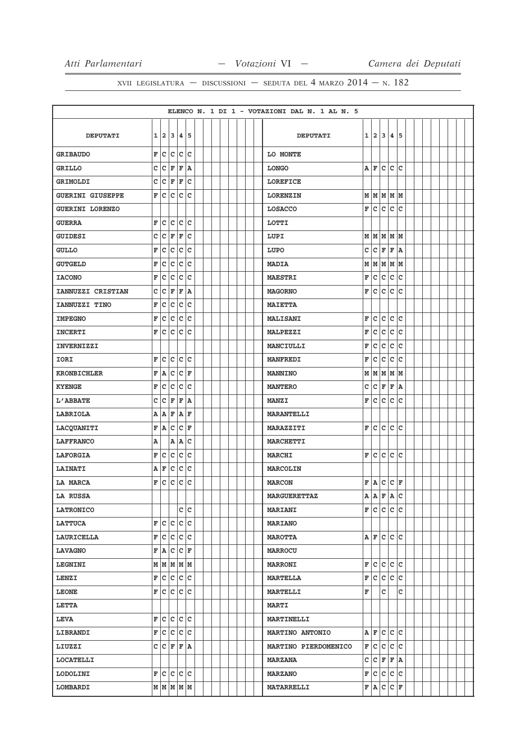XVII LEGISLATURA — DISCUSSIONI — SEDUTA DEL 4 MARZO 2014 — N. 182

ELENCO N. 1 DI 1 - VOTAZIONI DAL N. 1 AL N. 5

| DEPUTATI | 1 | 2 | 3 | 4 | 5 | DEPUTATI | 1 | 2 | 3 | 4 | 5 |
|---|---|---|---|---|---|---|---|---|---|---|---|
| GRIBAUDO | F | C | C | C | C | LO MONTE | | | | | |
| GRILLO | C | C | F | F | A | LONGO | A | F | C | C | C |
| GRIMOLDI | C | C | F | F | C | LOREFICE | | | | | |
| GUERINI GIUSEPPE | F | C | C | C | C | LORENZIN | M | M | M | M | M |
| GUERINI LORENZO | | | | | | LOSACCO | F | C | C | C | C |
| GUERRA | F | C | C | C | C | LOTTI | | | | | |
| GUIDESI | C | C | F | F | C | LUPI | M | M | M | M | M |
| GULLO | F | C | C | C | C | LUPO | C | C | F | F | A |
| GUTGELD | F | C | C | C | C | MADIA | M | M | M | M | M |
| IACONO | F | C | C | C | C | MAESTRI | F | C | C | C | C |
| IANNUZZI CRISTIAN | C | C | F | F | A | MAGORNO | F | C | C | C | C |
| IANNUZZI TINO | F | C | C | C | C | MAIETTA | | | | | |
| IMPEGNO | F | C | C | C | C | MALISANI | F | C | C | C | C |
| INCERTI | F | C | C | C | C | MALPEZZI | F | C | C | C | C |
| INVERNIZZI | | | | | | MANCIULLI | F | C | C | C | C |
| IORI | F | C | C | C | C | MANFREDI | F | C | C | C | C |
| KRONBICHLER | F | A | C | C | F | MANNINO | M | M | M | M | M |
| KYENGE | F | C | C | C | C | MANTERO | C | C | F | F | A |
| L'ABBATE | C | C | F | F | A | MANZI | F | C | C | C | C |
| LABRIOLA | A | A | F | A | F | MARANTELLI | | | | | |
| LACQUANITI | F | A | C | C | F | MARAZZITI | F | C | C | C | C |
| LAFFRANCO | A | | A | A | C | MARCHETTI | | | | | |
| LAFORGIA | F | C | C | C | C | MARCHI | F | C | C | C | C |
| LAINATI | A | F | C | C | C | MARCOLIN | | | | | |
| LA MARCA | F | C | C | C | C | MARCON | F | A | C | C | F |
| LA RUSSA | | | | | | MARGUERETTAZ | A | A | F | A | C |
| LATRONICO | | | | C | C | MARIANI | F | C | C | C | C |
| LATTUCA | F | C | C | C | C | MARIANO | | | | | |
| LAURICELLA | F | C | C | C | C | MAROTTA | A | F | C | C | C |
| LAVAGNO | F | A | C | C | F | MARROCU | | | | | |
| LEGNINI | M | M | M | M | M | MARRONI | F | C | C | C | C |
| LENZI | F | C | C | C | C | MARTELLA | F | C | C | C | C |
| LEONE | F | C | C | C | C | MARTELLI | F | | C | | C |
| LETTA | | | | | | MARTI | | | | | |
| LEVA | F | C | C | C | C | MARTINELLI | | | | | |
| LIBRANDI | F | C | C | C | C | MARTINO ANTONIO | A | F | C | C | C |
| LIUZZI | C | C | F | F | A | MARTINO PIERDOMENICO | F | C | C | C | C |
| LOCATELLI | | | | | | MARZANA | C | C | F | F | A |
| LODOLINI | F | C | C | C | C | MARZANO | F | C | C | C | C |
| LOMBARDI | M | M | M | M | M | MATARRELLI | F | A | C | C | F |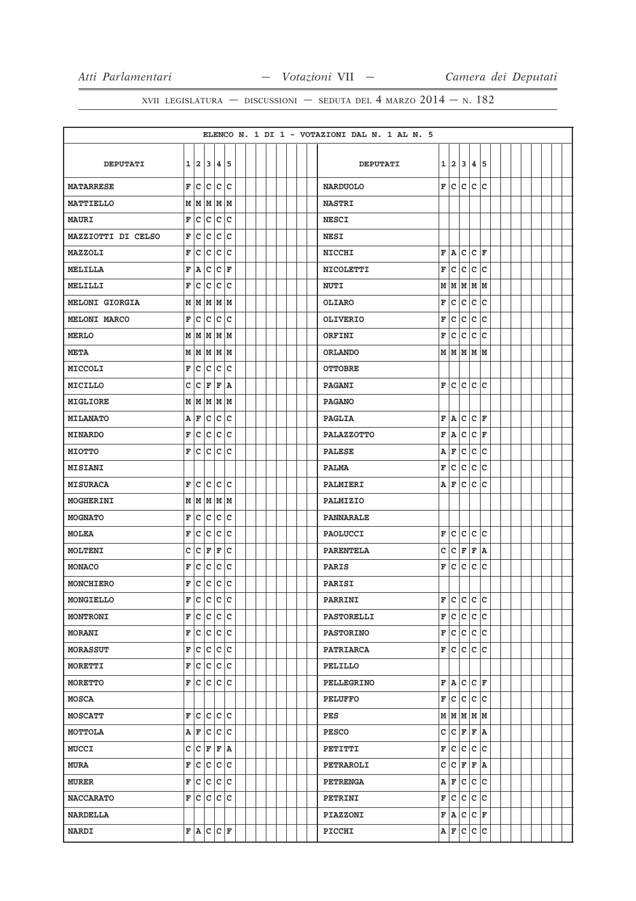XVII LEGISLATURA — DISCUSSIONI — SEDUTA DEL 4 MARZO 2014 — N. 182

ELENCO N. 1 DI 1 - VOTAZIONI DAL N. 1 AL N. 5

| DEPUTATI | 1 | 2 | 3 | 4 | 5 | DEPUTATI | 1 | 2 | 3 | 4 | 5 |
|---|---|---|---|---|---|---|---|---|---|---|---|
| MATARRESE | F | C | C | C | C | NARDUOLO | F | C | C | C | C |
| MATTIELLO | M | M | M | M | M | NASTRI | | | | | |
| MAURI | F | C | C | C | C | NESCI | | | | | |
| MAZZIOTTI DI CELSO | F | C | C | C | C | NESI | | | | | |
| MAZZOLI | F | C | C | C | C | NICCHI | F | A | C | C | F |
| MELILLA | F | A | C | C | F | NICOLETTI | F | C | C | C | C |
| MELILLI | F | C | C | C | C | NUTI | M | M | M | M | M |
| MELONI GIORGIA | M | M | M | M | M | OLIARO | F | C | C | C | C |
| MELONI MARCO | F | C | C | C | C | OLIVERIO | F | C | C | C | C |
| MERLO | M | M | M | M | M | ORFINI | F | C | C | C | C |
| META | M | M | M | M | M | ORLANDO | M | M | M | M | M |
| MICCOLI | F | C | C | C | C | OTTOBRE | | | | | |
| MICILLO | C | C | F | F | A | PAGANI | F | C | C | C | C |
| MIGLIORE | M | M | M | M | M | PAGANO | | | | | |
| MILANATO | A | F | C | C | C | PAGLIA | F | A | C | C | F |
| MINARDO | F | C | C | C | C | PALAZZOTTO | F | A | C | C | F |
| MIOTTO | F | C | C | C | C | PALESE | A | F | C | C | C |
| MISIANI | | | | | | PALMA | F | C | C | C | C |
| MISURACA | F | C | C | C | C | PALMIERI | A | F | C | C | C |
| MOGHERINI | M | M | M | M | M | PALMIZIO | | | | | |
| MOGNATO | F | C | C | C | C | PANNARALE | | | | | |
| MOLEA | F | C | C | C | C | PAOLUCCI | F | C | C | C | C |
| MOLTENI | C | C | F | F | C | PARENTELA | C | C | F | F | A |
| MONACO | F | C | C | C | C | PARIS | F | C | C | C | C |
| MONCHIERO | F | C | C | C | C | PARISI | | | | | |
| MONGIELLO | F | C | C | C | C | PARRINI | F | C | C | C | C |
| MONTRONI | F | C | C | C | C | PASTORELLI | F | C | C | C | C |
| MORANI | F | C | C | C | C | PASTORINO | F | C | C | C | C |
| MORASSUT | F | C | C | C | C | PATRIARCA | F | C | C | C | C |
| MORETTI | F | C | C | C | C | PELILLO | | | | | |
| MORETTO | F | C | C | C | C | PELLEGRINO | F | A | C | C | F |
| MOSCA | | | | | | PELUFFO | F | C | C | C | C |
| MOSCATT | F | C | C | C | C | PES | M | M | M | M | M |
| MOTTOLA | A | F | C | C | C | PESCO | C | C | F | F | A |
| MUCCI | C | C | F | F | A | PETITTI | F | C | C | C | C |
| MURA | F | C | C | C | C | PETRAROLI | C | C | F | F | A |
| MURER | F | C | C | C | C | PETRENGA | A | F | C | C | C |
| NACCARATO | F | C | C | C | C | PETRINI | F | C | C | C | C |
| NARDELLA | | | | | | PIAZZONI | F | A | C | C | F |
| NARDI | F | A | C | C | F | PICCHI | A | F | C | C | C |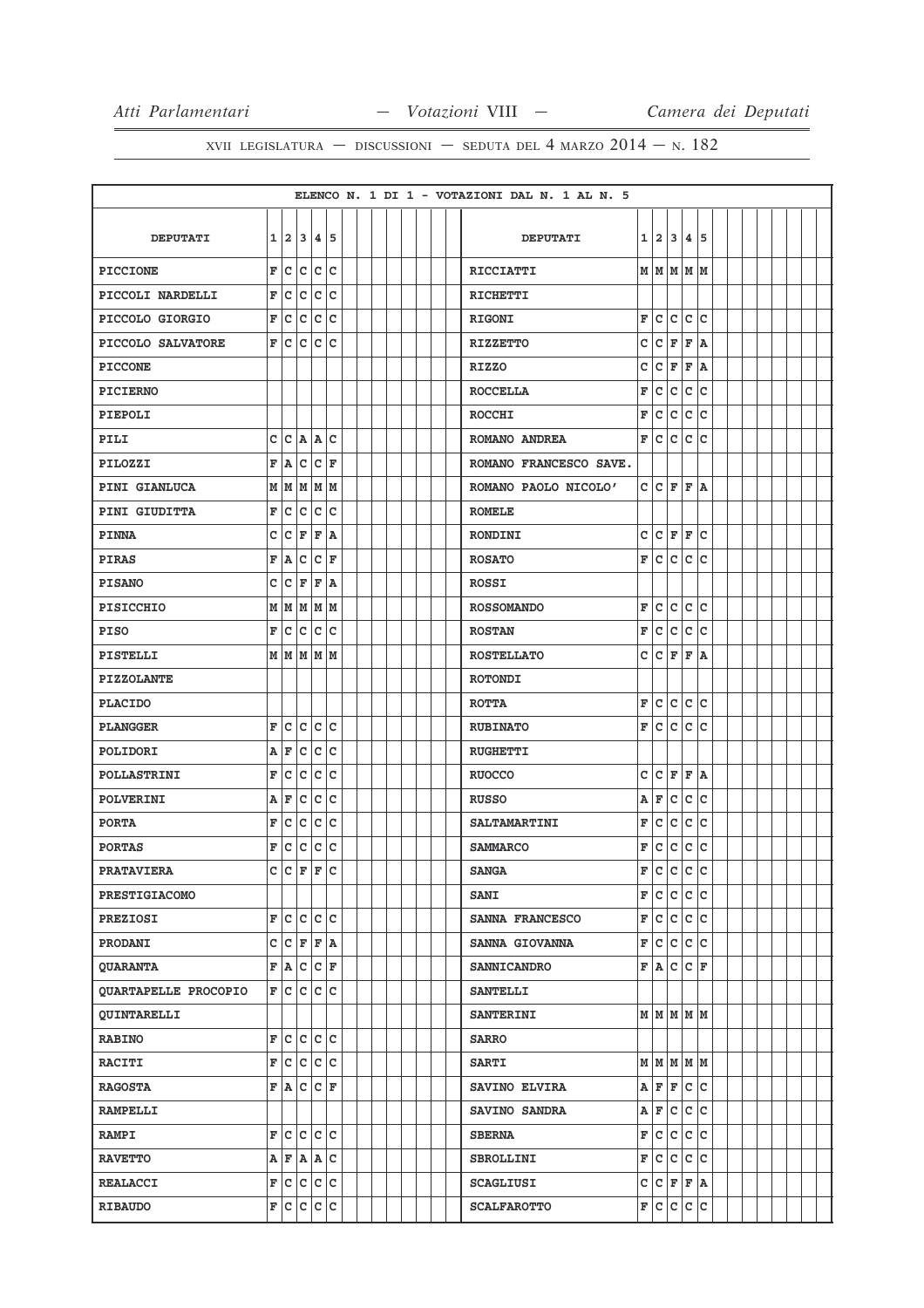XVII LEGISLATURA — DISCUSSIONI — SEDUTA DEL 4 MARZO 2014 — N. 182

ELENCO N. 1 DI 1 - VOTAZIONI DAL N. 1 AL N. 5

| DEPUTATI | 1 | 2 | 3 | 4 | 5 | DEPUTATI | 1 | 2 | 3 | 4 | 5 |
|---|---|---|---|---|---|---|---|---|---|---|---|
| PICCIONE | F | C | C | C | C | RICCIATTI | M | M | M | M | M |
| PICCOLI NARDELLI | F | C | C | C | C | RICHETTI | | | | | |
| PICCOLO GIORGIO | F | C | C | C | C | RIGONI | F | C | C | C | C |
| PICCOLO SALVATORE | F | C | C | C | C | RIZZETTO | C | C | F | F | A |
| PICCONE | | | | | | RIZZO | C | C | F | F | A |
| PICIERNO | | | | | | ROCCELLA | F | C | C | C | C |
| PIEPOLI | | | | | | ROCCHI | F | C | C | C | C |
| PILI | C | C | A | A | C | ROMANO ANDREA | F | C | C | C | C |
| PILOZZI | F | A | C | C | F | ROMANO FRANCESCO SAVE. | | | | | |
| PINI GIANLUCA | M | M | M | M | M | ROMANO PAOLO NICOLO' | C | C | F | F | A |
| PINI GIUDITTA | F | C | C | C | C | ROMELE | | | | | |
| PINNA | C | C | F | F | A | RONDINI | C | C | F | F | C |
| PIRAS | F | A | C | C | F | ROSATO | F | C | C | C | C |
| PISANO | C | C | F | F | A | ROSSI | | | | | |
| PISICCHIO | M | M | M | M | M | ROSSOMANDO | F | C | C | C | C |
| PISO | F | C | C | C | C | ROSTAN | F | C | C | C | C |
| PISTELLI | M | M | M | M | M | ROSTELLATO | C | C | F | F | A |
| PIZZOLANTE | | | | | | ROTONDI | | | | | |
| PLACIDO | | | | | | ROTTA | F | C | C | C | C |
| PLANGGER | F | C | C | C | C | RUBINATO | F | C | C | C | C |
| POLIDORI | A | F | C | C | C | RUGHETTI | | | | | |
| POLLASTRINI | F | C | C | C | C | RUOCCO | C | C | F | F | A |
| POLVERINI | A | F | C | C | C | RUSSO | A | F | C | C | C |
| PORTA | F | C | C | C | C | SALTAMARTINI | F | C | C | C | C |
| PORTAS | F | C | C | C | C | SAMMARCO | F | C | C | C | C |
| PRATAVIERA | C | C | F | F | C | SANGA | F | C | C | C | C |
| PRESTIGIACOMO | | | | | | SANI | F | C | C | C | C |
| PREZIOSI | F | C | C | C | C | SANNA FRANCESCO | F | C | C | C | C |
| PRODANI | C | C | F | F | A | SANNA GIOVANNA | F | C | C | C | C |
| QUARANTA | F | A | C | C | F | SANNICANDRO | F | A | C | C | F |
| QUARTAPELLE PROCOPIO | F | C | C | C | C | SANTELLI | | | | | |
| QUINTARELLI | | | | | | SANTERINI | M | M | M | M | M |
| RABINO | F | C | C | C | C | SARRO | | | | | |
| RACITI | F | C | C | C | C | SARTI | M | M | M | M | M |
| RAGOSTA | F | A | C | C | F | SAVINO ELVIRA | A | F | F | C | C |
| RAMPELLI | | | | | | SAVINO SANDRA | A | F | C | C | C |
| RAMPI | F | C | C | C | C | SBERNA | F | C | C | C | C |
| RAVETTO | A | F | A | A | C | SBROLLINI | F | C | C | C | C |
| REALACCI | F | C | C | C | C | SCAGLIUSI | C | C | F | F | A |
| RIBAUDO | F | C | C | C | C | SCALFAROTTO | F | C | C | C | C |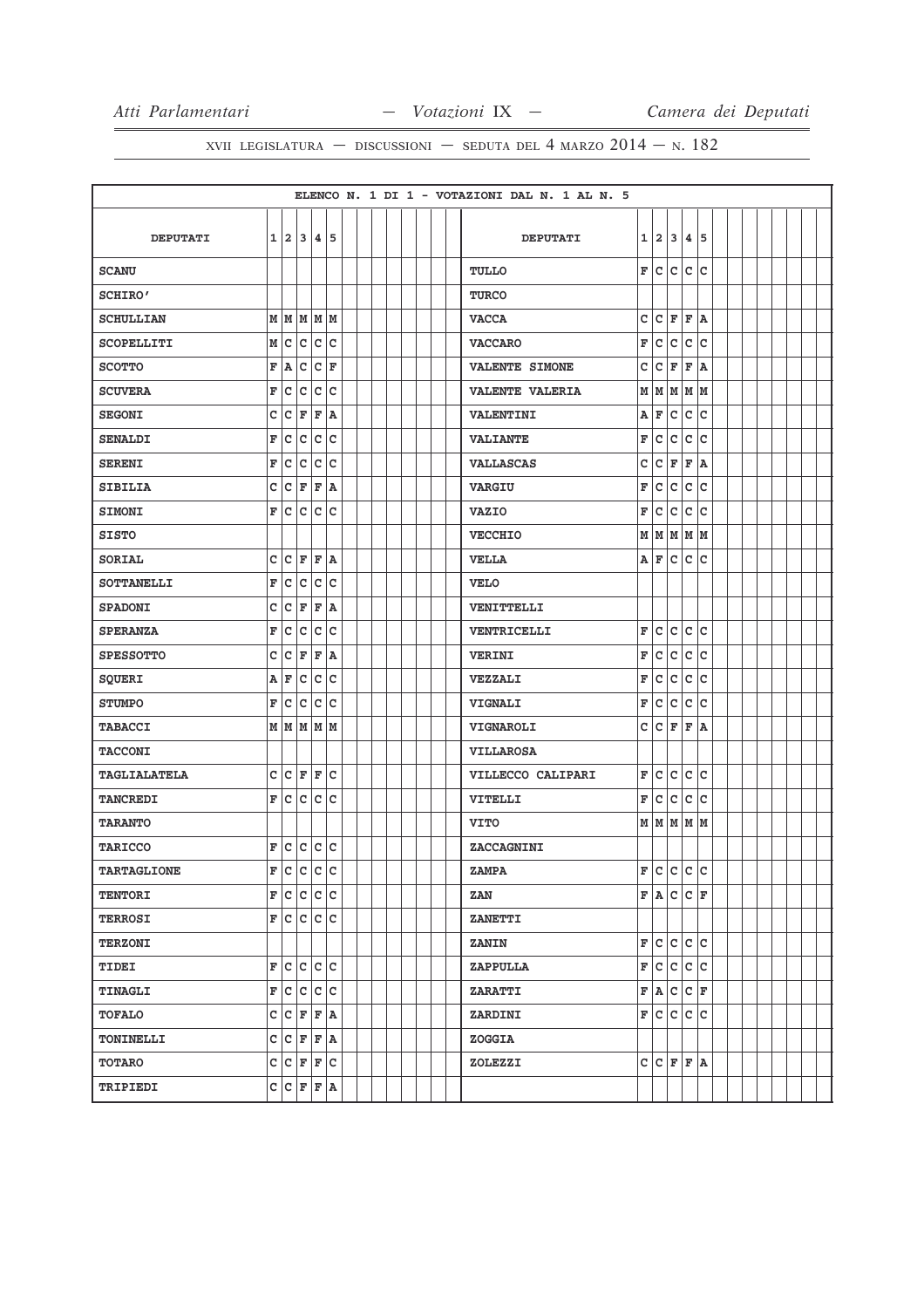## ELENCO N. 1 DI 1 - VOTAZIONI DAL N. 1 AL N. 5

| DEPUTATI | 1 | 2 | 3 | 4 | 5 | DEPUTATI | 1 | 2 | 3 | 4 | 5 |
|---|---|---|---|---|---|---|---|---|---|---|---|
| SCANU | | | | | | TULLO | F | C | C | C | C |
| SCHIRO' | | | | | | TURCO | | | | | |
| SCHULLIAN | M | M | M | M | M | VACCA | C | C | F | F | A |
| SCOPELLITI | M | C | C | C | C | VACCARO | F | C | C | C | C |
| SCOTTO | F | A | C | C | F | VALENTE SIMONE | C | C | F | F | A |
| SCUVERA | F | C | C | C | C | VALENTE VALERIA | M | M | M | M | M |
| SEGONI | C | C | F | F | A | VALENTINI | A | F | C | C | C |
| SENALDI | F | C | C | C | C | VALIANTE | F | C | C | C | C |
| SERENI | F | C | C | C | C | VALLASCAS | C | C | F | F | A |
| SIBILIA | C | C | F | F | A | VARGIU | F | C | C | C | C |
| SIMONI | F | C | C | C | C | VAZIO | F | C | C | C | C |
| SISTO | | | | | | VECCHIO | M | M | M | M | M |
| SORIAL | C | C | F | F | A | VELLA | A | F | C | C | C |
| SOTTANELLI | F | C | C | C | C | VELO | | | | | |
| SPADONI | C | C | F | F | A | VENITTELLI | | | | | |
| SPERANZA | F | C | C | C | C | VENTRICELLI | F | C | C | C | C |
| SPESSOTTO | C | C | F | F | A | VERINI | F | C | C | C | C |
| SQUERI | A | F | C | C | C | VEZZALI | F | C | C | C | C |
| STUMPO | F | C | C | C | C | VIGNALI | F | C | C | C | C |
| TABACCI | M | M | M | M | M | VIGNAROLI | C | C | F | F | A |
| TACCONI | | | | | | VILLAROSA | | | | | |
| TAGLIALATELA | C | C | F | F | C | VILLECCO CALIPARI | F | C | C | C | C |
| TANCREDI | F | C | C | C | C | VITELLI | F | C | C | C | C |
| TARANTO | | | | | | VITO | M | M | M | M | M |
| TARICCO | F | C | C | C | C | ZACCAGNINI | | | | | |
| TARTAGLIONE | F | C | C | C | C | ZAMPA | F | C | C | C | C |
| TENTORI | F | C | C | C | C | ZAN | F | A | C | C | F |
| TERROSI | F | C | C | C | C | ZANETTI | | | | | |
| TERZONI | | | | | | ZANIN | F | C | C | C | C |
| TIDEI | F | C | C | C | C | ZAPPULLA | F | C | C | C | C |
| TINAGLI | F | C | C | C | C | ZARATTI | F | A | C | C | F |
| TOFALO | C | C | F | F | A | ZARDINI | F | C | C | C | C |
| TONINELLI | C | C | F | F | A | ZOGGIA | | | | | |
| TOTARO | C | C | F | F | C | ZOLEZZI | C | C | F | F | A |
| TRIPIEDI | C | C | F | F | A | | | | | | |